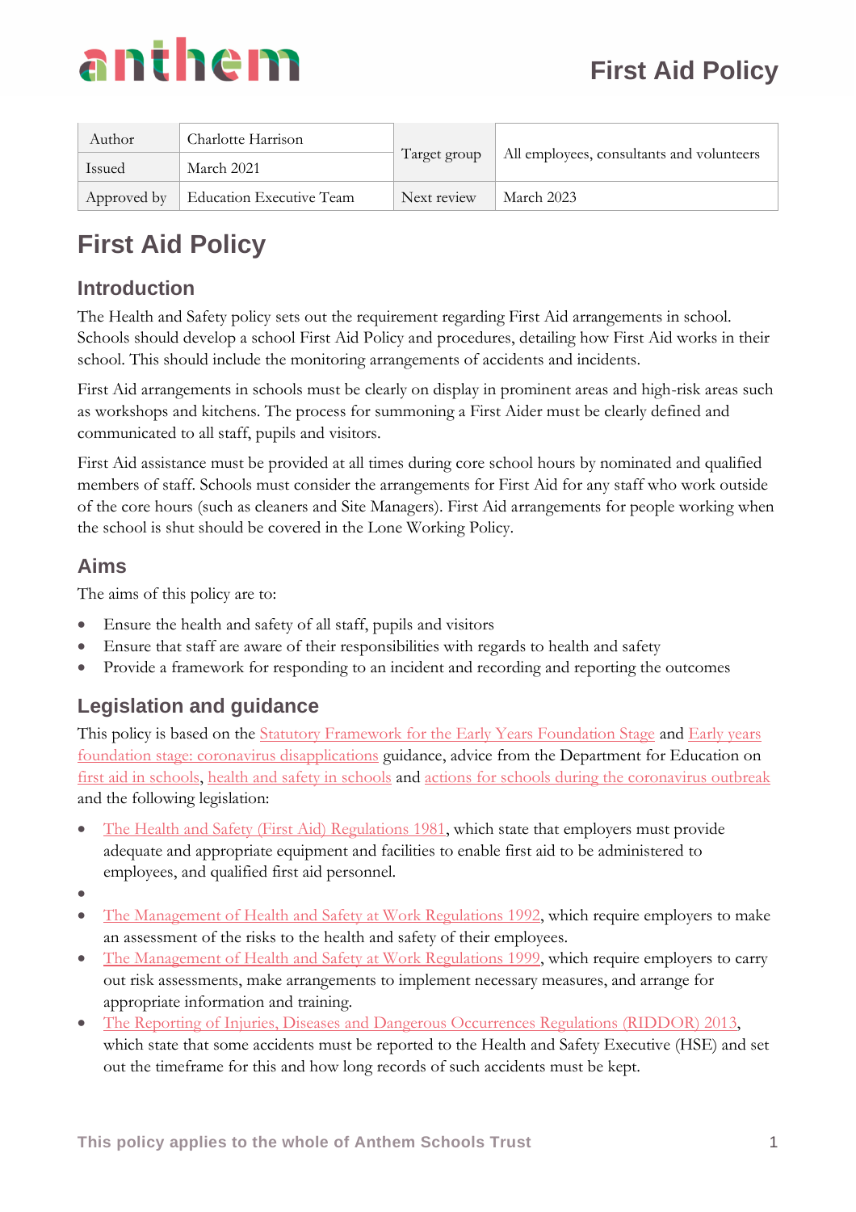| Author | Charlotte Harrison | Target group | All employees, consultants and volunteers |
| --- | --- | --- | --- |
| Issued | March 2021 | | |
| Approved by | Education Executive Team | Next review | March 2023 |

# First Aid Policy

## Introduction

The Health and Safety policy sets out the requirement regarding First Aid arrangements in school. Schools should develop a school First Aid Policy and procedures, detailing how First Aid works in their school. This should include the monitoring arrangements of accidents and incidents.

First Aid arrangements in schools must be clearly on display in prominent areas and high-risk areas such as workshops and kitchens. The process for summoning a First Aider must be clearly defined and communicated to all staff, pupils and visitors.

First Aid assistance must be provided at all times during core school hours by nominated and qualified members of staff. Schools must consider the arrangements for First Aid for any staff who work outside of the core hours (such as cleaners and Site Managers). First Aid arrangements for people working when the school is shut should be covered in the Lone Working Policy.

## Aims

The aims of this policy are to:

- Ensure the health and safety of all staff, pupils and visitors
- Ensure that staff are aware of their responsibilities with regards to health and safety
- Provide a framework for responding to an incident and recording and reporting the outcomes

## Legislation and guidance

This policy is based on the Statutory Framework for the Early Years Foundation Stage and Early years foundation stage: coronavirus disapplications guidance, advice from the Department for Education on first aid in schools, health and safety in schools and actions for schools during the coronavirus outbreak and the following legislation:

- The Health and Safety (First Aid) Regulations 1981, which state that employers must provide adequate and appropriate equipment and facilities to enable first aid to be administered to employees, and qualified first aid personnel.
- 
- The Management of Health and Safety at Work Regulations 1992, which require employers to make an assessment of the risks to the health and safety of their employees.
- The Management of Health and Safety at Work Regulations 1999, which require employers to carry out risk assessments, make arrangements to implement necessary measures, and arrange for appropriate information and training.
- The Reporting of Injuries, Diseases and Dangerous Occurrences Regulations (RIDDOR) 2013, which state that some accidents must be reported to the Health and Safety Executive (HSE) and set out the timeframe for this and how long records of such accidents must be kept.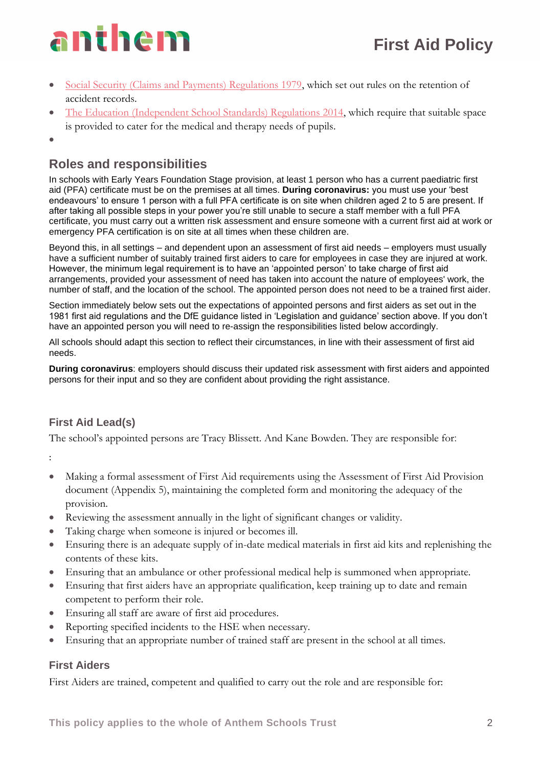- [Social Security (Claims and Payments) Regulations 1979](), which set out rules on the retention of accident records.
- [The Education (Independent School Standards) Regulations 2014](), which require that suitable space is provided to cater for the medical and therapy needs of pupils.
- 

## Roles and responsibilities

In schools with Early Years Foundation Stage provision, at least 1 person who has a current paediatric first aid (PFA) certificate must be on the premises at all times. **During coronavirus:** you must use your 'best endeavours' to ensure 1 person with a full PFA certificate is on site when children aged 2 to 5 are present. If after taking all possible steps in your power you're still unable to secure a staff member with a full PFA certificate, you must carry out a written risk assessment and ensure someone with a current first aid at work or emergency PFA certification is on site at all times when these children are.

Beyond this, in all settings – and dependent upon an assessment of first aid needs – employers must usually have a sufficient number of suitably trained first aiders to care for employees in case they are injured at work. However, the minimum legal requirement is to have an 'appointed person' to take charge of first aid arrangements, provided your assessment of need has taken into account the nature of employees' work, the number of staff, and the location of the school. The appointed person does not need to be a trained first aider.

Section immediately below sets out the expectations of appointed persons and first aiders as set out in the 1981 first aid regulations and the DfE guidance listed in 'Legislation and guidance' section above. If you don't have an appointed person you will need to re-assign the responsibilities listed below accordingly.

All schools should adapt this section to reflect their circumstances, in line with their assessment of first aid needs.

**During coronavirus**: employers should discuss their updated risk assessment with first aiders and appointed persons for their input and so they are confident about providing the right assistance.

### First Aid Lead(s)

The school's appointed persons are Tracy Blissett. And Kane Bowden. They are responsible for:

:

- Making a formal assessment of First Aid requirements using the Assessment of First Aid Provision document (Appendix 5), maintaining the completed form and monitoring the adequacy of the provision.
- Reviewing the assessment annually in the light of significant changes or validity.
- Taking charge when someone is injured or becomes ill.
- Ensuring there is an adequate supply of in-date medical materials in first aid kits and replenishing the contents of these kits.
- Ensuring that an ambulance or other professional medical help is summoned when appropriate.
- Ensuring that first aiders have an appropriate qualification, keep training up to date and remain competent to perform their role.
- Ensuring all staff are aware of first aid procedures.
- Reporting specified incidents to the HSE when necessary.
- Ensuring that an appropriate number of trained staff are present in the school at all times.

### First Aiders

First Aiders are trained, competent and qualified to carry out the role and are responsible for: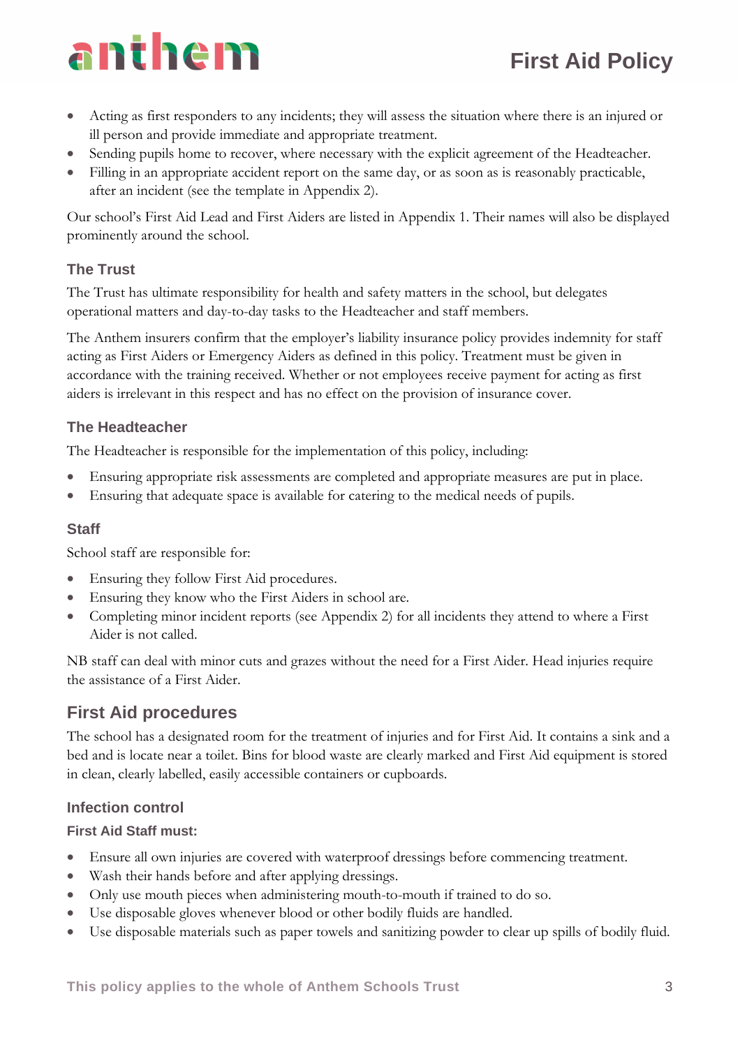- Acting as first responders to any incidents; they will assess the situation where there is an injured or ill person and provide immediate and appropriate treatment.
- Sending pupils home to recover, where necessary with the explicit agreement of the Headteacher.
- Filling in an appropriate accident report on the same day, or as soon as is reasonably practicable, after an incident (see the template in Appendix 2).

Our school's First Aid Lead and First Aiders are listed in Appendix 1. Their names will also be displayed prominently around the school.

### The Trust

The Trust has ultimate responsibility for health and safety matters in the school, but delegates operational matters and day-to-day tasks to the Headteacher and staff members.

The Anthem insurers confirm that the employer's liability insurance policy provides indemnity for staff acting as First Aiders or Emergency Aiders as defined in this policy. Treatment must be given in accordance with the training received. Whether or not employees receive payment for acting as first aiders is irrelevant in this respect and has no effect on the provision of insurance cover.

### The Headteacher

The Headteacher is responsible for the implementation of this policy, including:

- Ensuring appropriate risk assessments are completed and appropriate measures are put in place.
- Ensuring that adequate space is available for catering to the medical needs of pupils.

### Staff

School staff are responsible for:

- Ensuring they follow First Aid procedures.
- Ensuring they know who the First Aiders in school are.
- Completing minor incident reports (see Appendix 2) for all incidents they attend to where a First Aider is not called.

NB staff can deal with minor cuts and grazes without the need for a First Aider. Head injuries require the assistance of a First Aider.

## First Aid procedures

The school has a designated room for the treatment of injuries and for First Aid. It contains a sink and a bed and is locate near a toilet. Bins for blood waste are clearly marked and First Aid equipment is stored in clean, clearly labelled, easily accessible containers or cupboards.

### Infection control

#### First Aid Staff must:

- Ensure all own injuries are covered with waterproof dressings before commencing treatment.
- Wash their hands before and after applying dressings.
- Only use mouth pieces when administering mouth-to-mouth if trained to do so.
- Use disposable gloves whenever blood or other bodily fluids are handled.
- Use disposable materials such as paper towels and sanitizing powder to clear up spills of bodily fluid.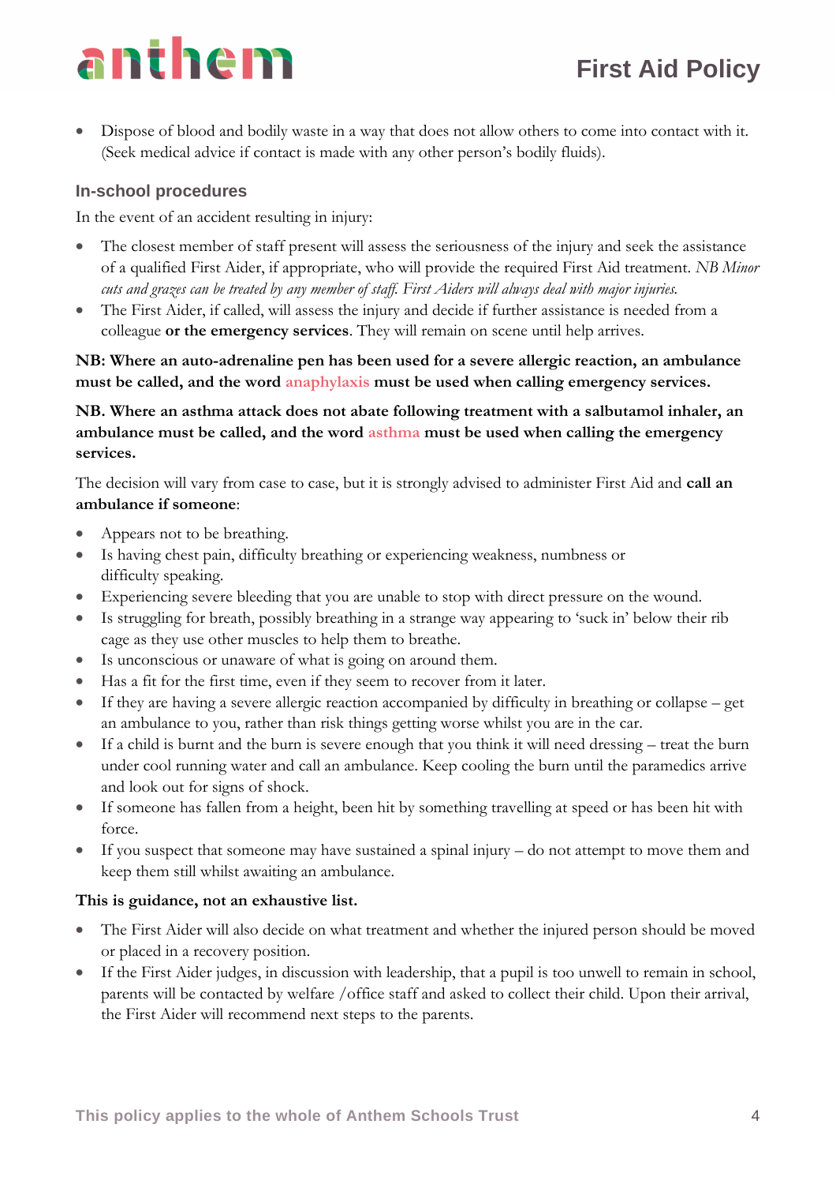- Dispose of blood and bodily waste in a way that does not allow others to come into contact with it. (Seek medical advice if contact is made with any other person's bodily fluids).

### In-school procedures

In the event of an accident resulting in injury:

- The closest member of staff present will assess the seriousness of the injury and seek the assistance of a qualified First Aider, if appropriate, who will provide the required First Aid treatment. *NB Minor cuts and grazes can be treated by any member of staff. First Aiders will always deal with major injuries.*
- The First Aider, if called, will assess the injury and decide if further assistance is needed from a colleague **or the emergency services**. They will remain on scene until help arrives.

**NB: Where an auto-adrenaline pen has been used for a severe allergic reaction, an ambulance must be called, and the word anaphylaxis must be used when calling emergency services.**

**NB. Where an asthma attack does not abate following treatment with a salbutamol inhaler, an ambulance must be called, and the word asthma must be used when calling the emergency services.**

The decision will vary from case to case, but it is strongly advised to administer First Aid and **call an ambulance if someone**:

- Appears not to be breathing.
- Is having chest pain, difficulty breathing or experiencing weakness, numbness or difficulty speaking.
- Experiencing severe bleeding that you are unable to stop with direct pressure on the wound.
- Is struggling for breath, possibly breathing in a strange way appearing to 'suck in' below their rib cage as they use other muscles to help them to breathe.
- Is unconscious or unaware of what is going on around them.
- Has a fit for the first time, even if they seem to recover from it later.
- If they are having a severe allergic reaction accompanied by difficulty in breathing or collapse – get an ambulance to you, rather than risk things getting worse whilst you are in the car.
- If a child is burnt and the burn is severe enough that you think it will need dressing – treat the burn under cool running water and call an ambulance. Keep cooling the burn until the paramedics arrive and look out for signs of shock.
- If someone has fallen from a height, been hit by something travelling at speed or has been hit with force.
- If you suspect that someone may have sustained a spinal injury – do not attempt to move them and keep them still whilst awaiting an ambulance.

**This is guidance, not an exhaustive list.**

- The First Aider will also decide on what treatment and whether the injured person should be moved or placed in a recovery position.
- If the First Aider judges, in discussion with leadership, that a pupil is too unwell to remain in school, parents will be contacted by welfare /office staff and asked to collect their child. Upon their arrival, the First Aider will recommend next steps to the parents.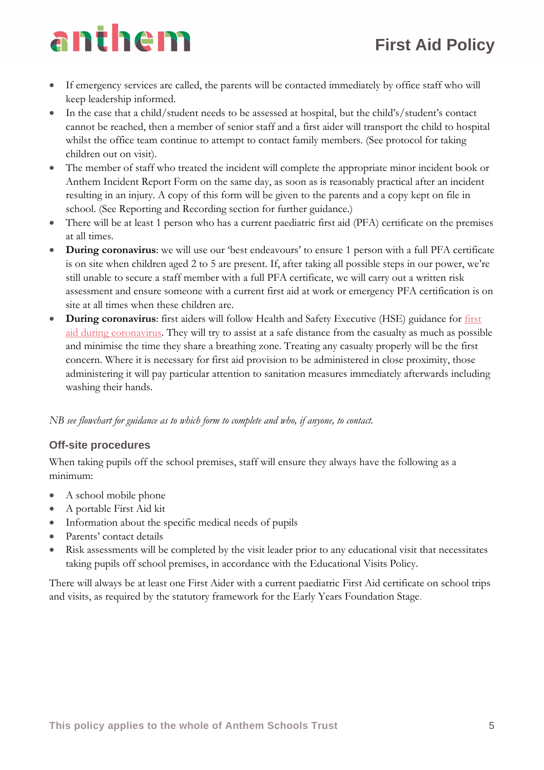- If emergency services are called, the parents will be contacted immediately by office staff who will keep leadership informed.
- In the case that a child/student needs to be assessed at hospital, but the child's/student's contact cannot be reached, then a member of senior staff and a first aider will transport the child to hospital whilst the office team continue to attempt to contact family members. (See protocol for taking children out on visit).
- The member of staff who treated the incident will complete the appropriate minor incident book or Anthem Incident Report Form on the same day, as soon as is reasonably practical after an incident resulting in an injury. A copy of this form will be given to the parents and a copy kept on file in school. (See Reporting and Recording section for further guidance.)
- There will be at least 1 person who has a current paediatric first aid (PFA) certificate on the premises at all times.
- **During coronavirus**: we will use our 'best endeavours' to ensure 1 person with a full PFA certificate is on site when children aged 2 to 5 are present. If, after taking all possible steps in our power, we're still unable to secure a staff member with a full PFA certificate, we will carry out a written risk assessment and ensure someone with a current first aid at work or emergency PFA certification is on site at all times when these children are.
- **During coronavirus**: first aiders will follow Health and Safety Executive (HSE) guidance for first aid during coronavirus. They will try to assist at a safe distance from the casualty as much as possible and minimise the time they share a breathing zone. Treating any casualty properly will be the first concern. Where it is necessary for first aid provision to be administered in close proximity, those administering it will pay particular attention to sanitation measures immediately afterwards including washing their hands.

*NB see flowchart for guidance as to which form to complete and who, if anyone, to contact.*

### Off-site procedures

When taking pupils off the school premises, staff will ensure they always have the following as a minimum:

- A school mobile phone
- A portable First Aid kit
- Information about the specific medical needs of pupils
- Parents' contact details
- Risk assessments will be completed by the visit leader prior to any educational visit that necessitates taking pupils off school premises, in accordance with the Educational Visits Policy.

There will always be at least one First Aider with a current paediatric First Aid certificate on school trips and visits, as required by the statutory framework for the Early Years Foundation Stage.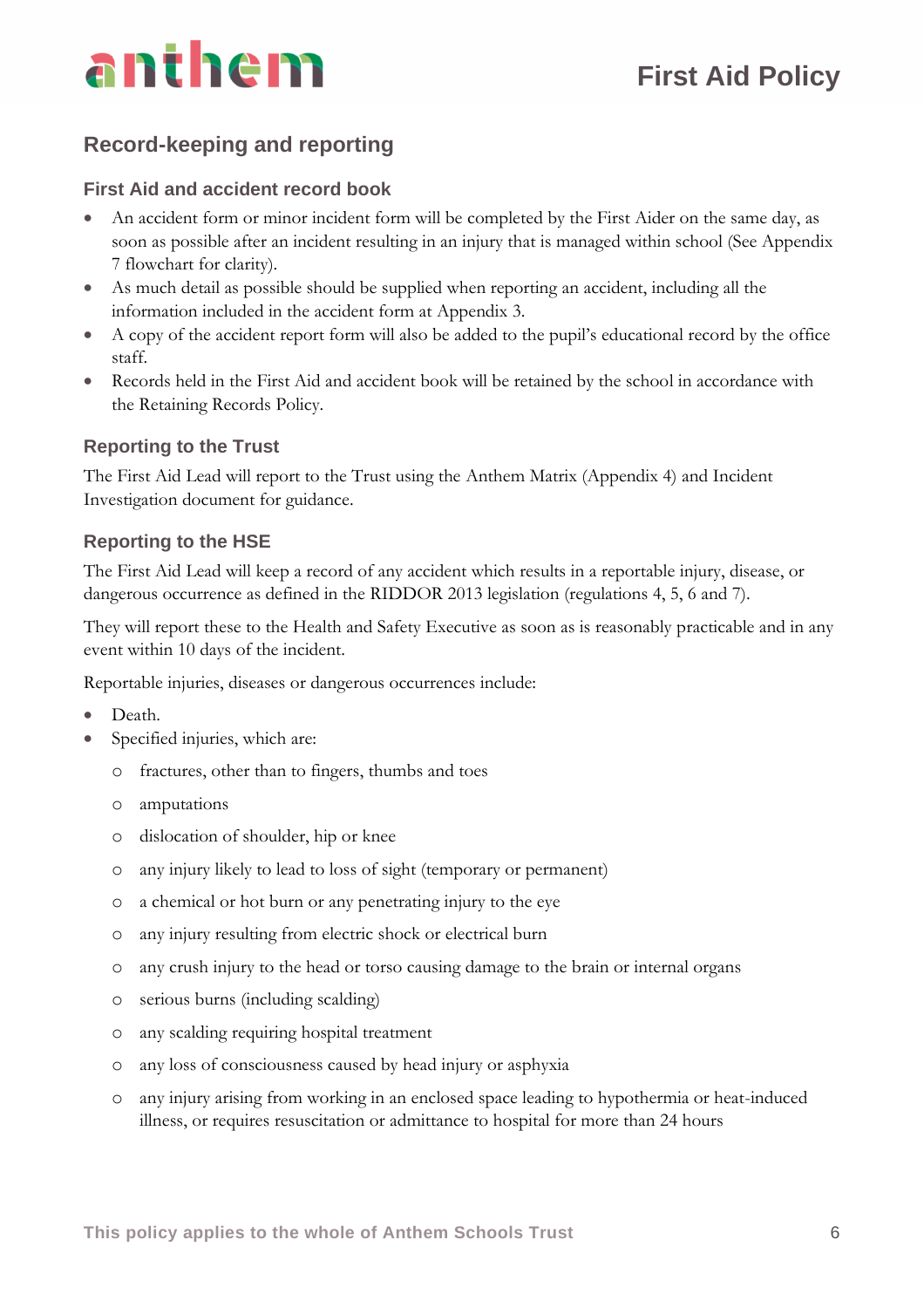## Record-keeping and reporting

### First Aid and accident record book

- An accident form or minor incident form will be completed by the First Aider on the same day, as soon as possible after an incident resulting in an injury that is managed within school (See Appendix 7 flowchart for clarity).
- As much detail as possible should be supplied when reporting an accident, including all the information included in the accident form at Appendix 3.
- A copy of the accident report form will also be added to the pupil's educational record by the office staff.
- Records held in the First Aid and accident book will be retained by the school in accordance with the Retaining Records Policy.

### Reporting to the Trust

The First Aid Lead will report to the Trust using the Anthem Matrix (Appendix 4) and Incident Investigation document for guidance.

### Reporting to the HSE

The First Aid Lead will keep a record of any accident which results in a reportable injury, disease, or dangerous occurrence as defined in the RIDDOR 2013 legislation (regulations 4, 5, 6 and 7).

They will report these to the Health and Safety Executive as soon as is reasonably practicable and in any event within 10 days of the incident.

Reportable injuries, diseases or dangerous occurrences include:

- Death.
- Specified injuries, which are:
  - fractures, other than to fingers, thumbs and toes
  - amputations
  - dislocation of shoulder, hip or knee
  - any injury likely to lead to loss of sight (temporary or permanent)
  - a chemical or hot burn or any penetrating injury to the eye
  - any injury resulting from electric shock or electrical burn
  - any crush injury to the head or torso causing damage to the brain or internal organs
  - serious burns (including scalding)
  - any scalding requiring hospital treatment
  - any loss of consciousness caused by head injury or asphyxia
  - any injury arising from working in an enclosed space leading to hypothermia or heat-induced illness, or requires resuscitation or admittance to hospital for more than 24 hours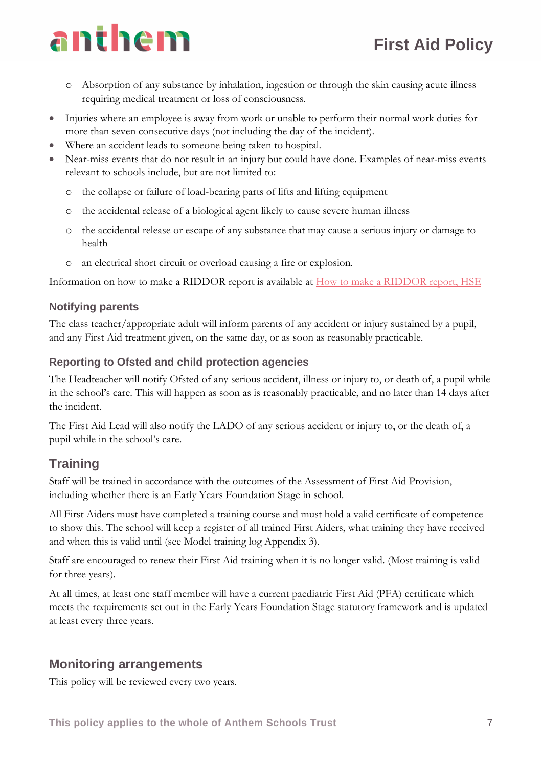- Absorption of any substance by inhalation, ingestion or through the skin causing acute illness requiring medical treatment or loss of consciousness.

- Injuries where an employee is away from work or unable to perform their normal work duties for more than seven consecutive days (not including the day of the incident).
- Where an accident leads to someone being taken to hospital.
- Near-miss events that do not result in an injury but could have done. Examples of near-miss events relevant to schools include, but are not limited to:
  - the collapse or failure of load-bearing parts of lifts and lifting equipment
  - the accidental release of a biological agent likely to cause severe human illness
  - the accidental release or escape of any substance that may cause a serious injury or damage to health
  - an electrical short circuit or overload causing a fire or explosion.

Information on how to make a RIDDOR report is available at [How to make a RIDDOR report, HSE]

### Notifying parents

The class teacher/appropriate adult will inform parents of any accident or injury sustained by a pupil, and any First Aid treatment given, on the same day, or as soon as reasonably practicable.

### Reporting to Ofsted and child protection agencies

The Headteacher will notify Ofsted of any serious accident, illness or injury to, or death of, a pupil while in the school's care. This will happen as soon as is reasonably practicable, and no later than 14 days after the incident.

The First Aid Lead will also notify the LADO of any serious accident or injury to, or the death of, a pupil while in the school's care.

## Training

Staff will be trained in accordance with the outcomes of the Assessment of First Aid Provision, including whether there is an Early Years Foundation Stage in school.

All First Aiders must have completed a training course and must hold a valid certificate of competence to show this. The school will keep a register of all trained First Aiders, what training they have received and when this is valid until (see Model training log Appendix 3).

Staff are encouraged to renew their First Aid training when it is no longer valid. (Most training is valid for three years).

At all times, at least one staff member will have a current paediatric First Aid (PFA) certificate which meets the requirements set out in the Early Years Foundation Stage statutory framework and is updated at least every three years.

## Monitoring arrangements

This policy will be reviewed every two years.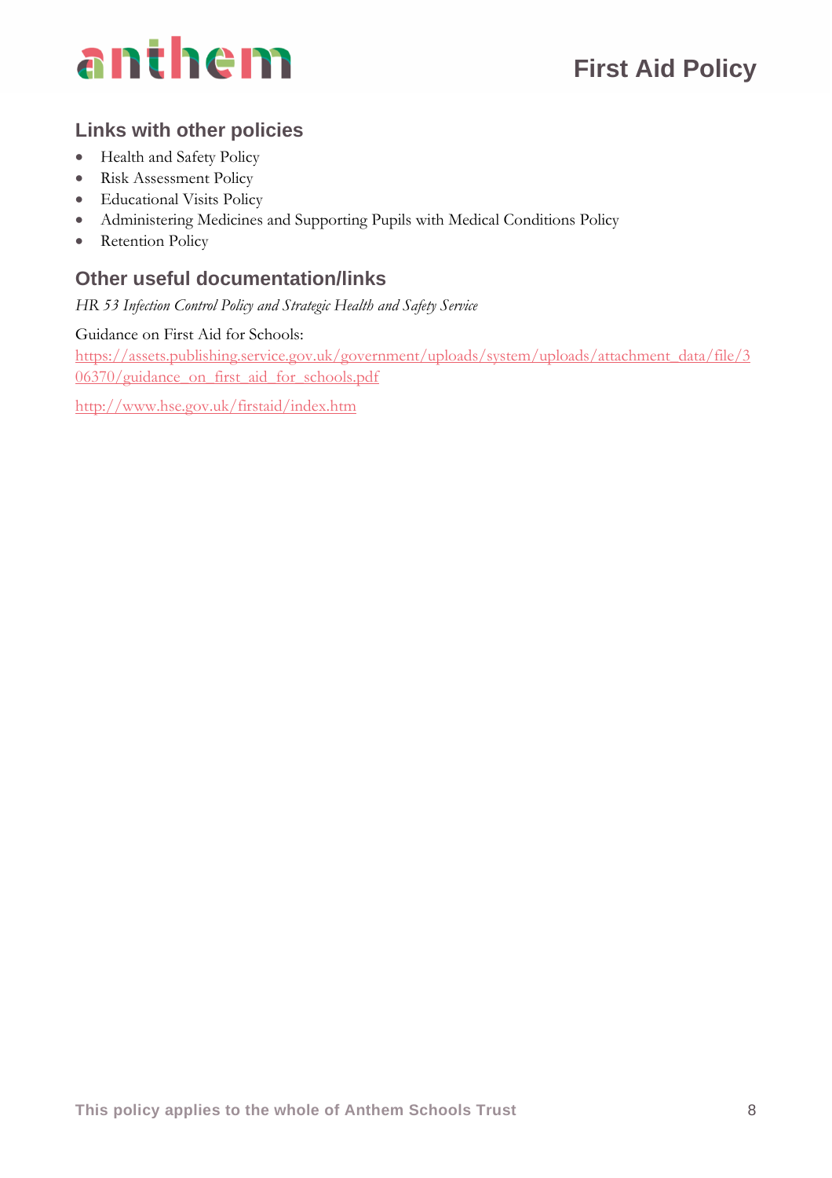## Links with other policies

- Health and Safety Policy
- Risk Assessment Policy
- Educational Visits Policy
- Administering Medicines and Supporting Pupils with Medical Conditions Policy
- Retention Policy

## Other useful documentation/links

*HR 53 Infection Control Policy and Strategic Health and Safety Service*

Guidance on First Aid for Schools:
https://assets.publishing.service.gov.uk/government/uploads/system/uploads/attachment_data/file/306370/guidance_on_first_aid_for_schools.pdf

http://www.hse.gov.uk/firstaid/index.htm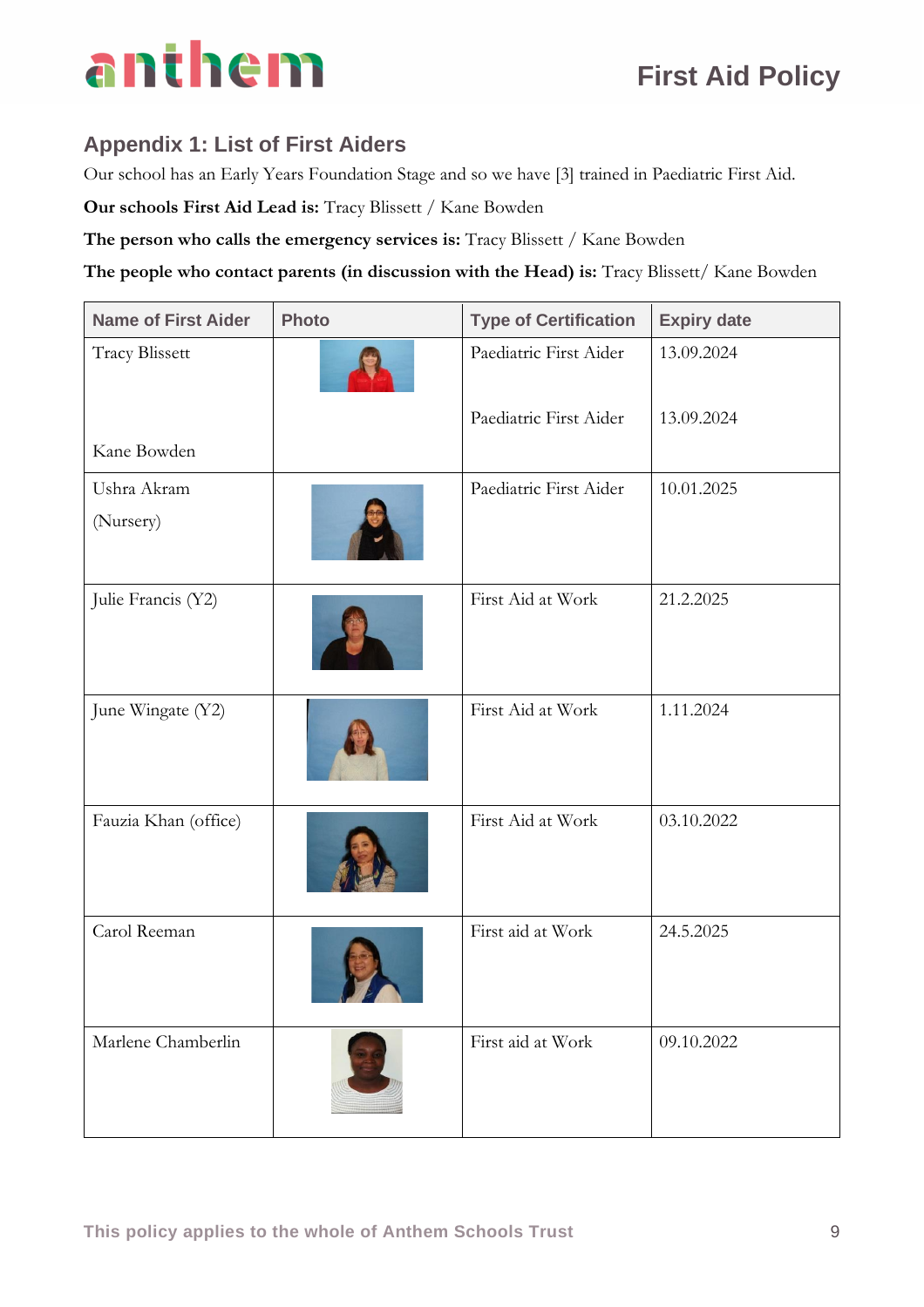## Appendix 1: List of First Aiders

Our school has an Early Years Foundation Stage and so we have [3] trained in Paediatric First Aid.

**Our schools First Aid Lead is:** Tracy Blissett / Kane Bowden

**The person who calls the emergency services is:** Tracy Blissett / Kane Bowden

**The people who contact parents (in discussion with the Head) is:** Tracy Blissett/ Kane Bowden

| Name of First Aider | Photo | Type of Certification | Expiry date |
|---|---|---|---|
| Tracy Blissett<br><br>Kane Bowden | | Paediatric First Aider<br><br>Paediatric First Aider | 13.09.2024<br><br>13.09.2024 |
| Ushra Akram (Nursery) | | Paediatric First Aider | 10.01.2025 |
| Julie Francis (Y2) | | First Aid at Work | 21.2.2025 |
| June Wingate (Y2) | | First Aid at Work | 1.11.2024 |
| Fauzia Khan (office) | | First Aid at Work | 03.10.2022 |
| Carol Reeman | | First aid at Work | 24.5.2025 |
| Marlene Chamberlin | | First aid at Work | 09.10.2022 |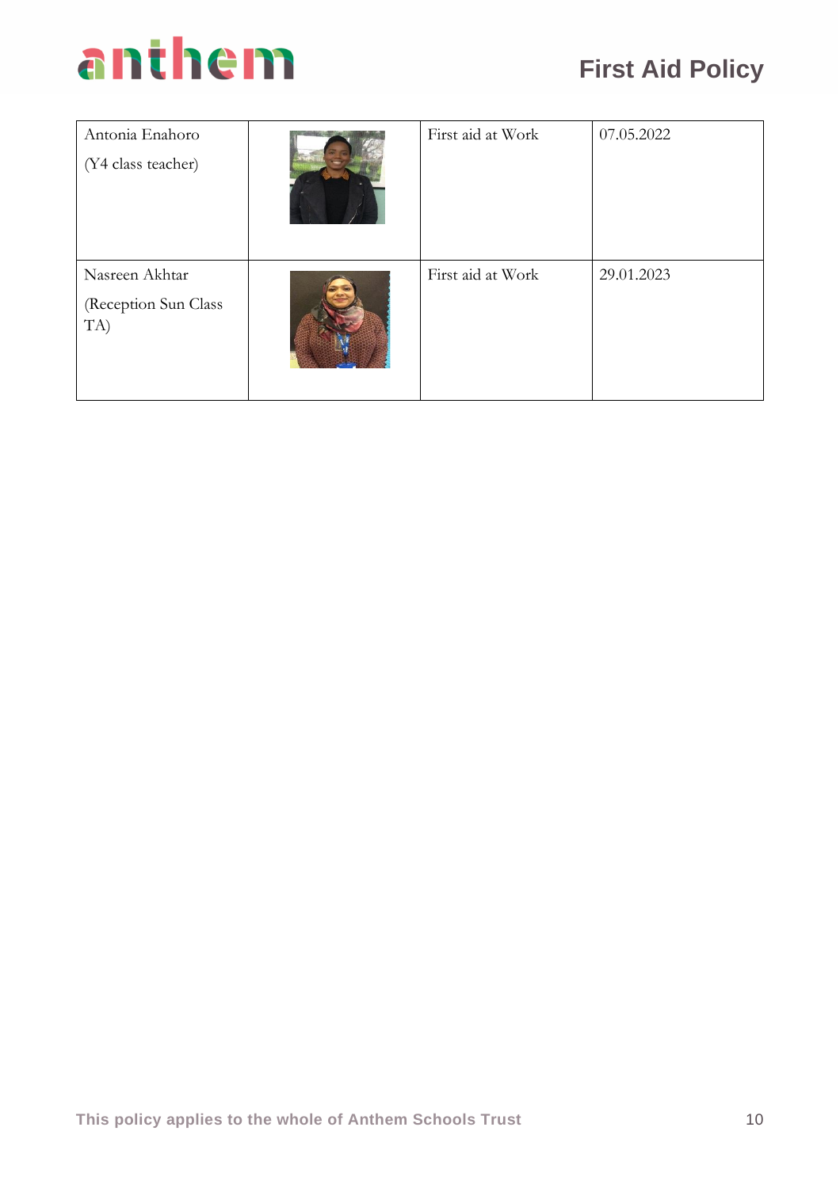| | | | |
|---|---|---|---|
| Antonia Enahoro<br><br>(Y4 class teacher) | | First aid at Work | 07.05.2022 |
| Nasreen Akhtar<br><br>(Reception Sun Class TA) | | First aid at Work | 29.01.2023 |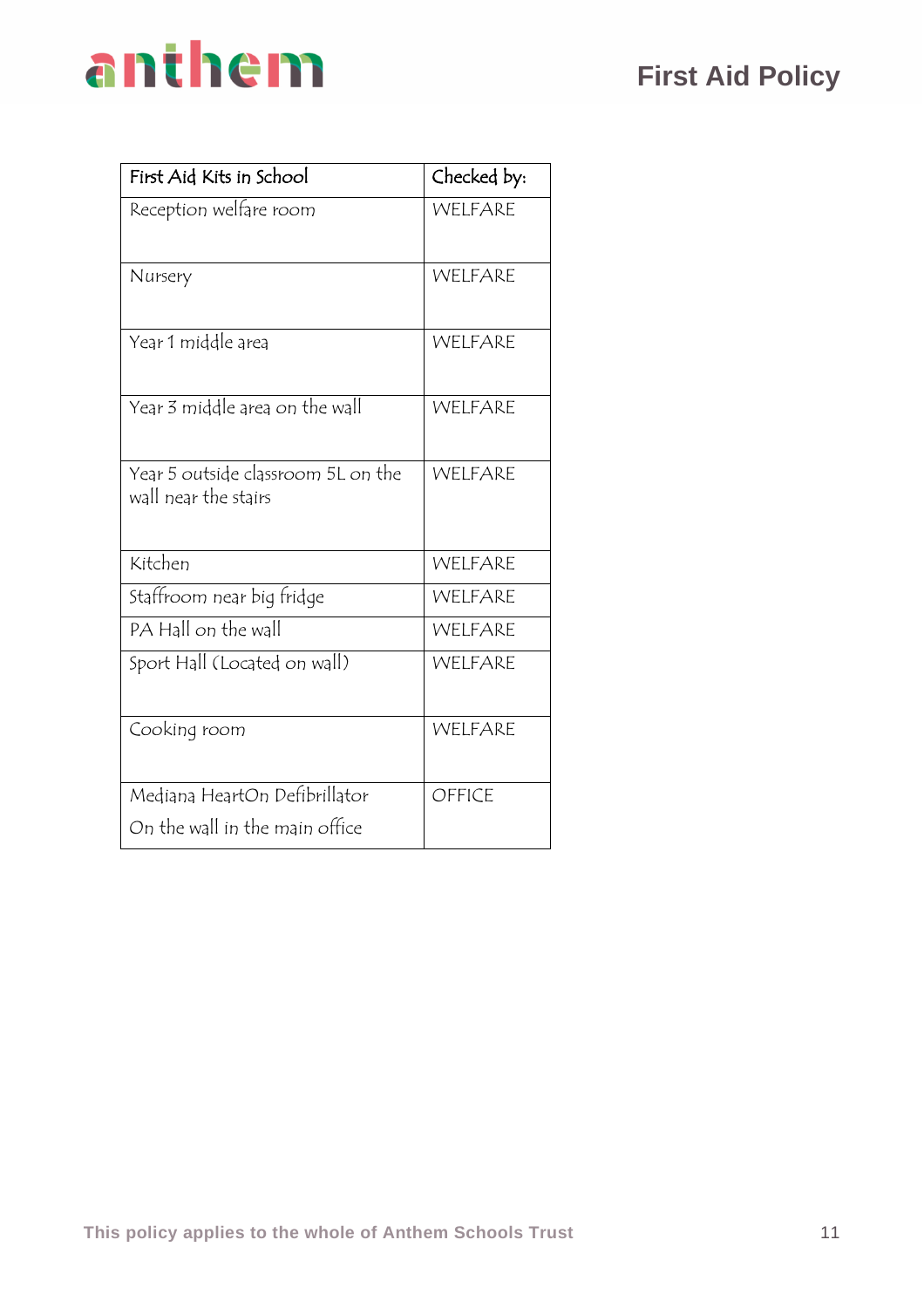| First Aid Kits in School | Checked by: |
|---|---|
| Reception welfare room | WELFARE |
| Nursery | WELFARE |
| Year 1 middle area | WELFARE |
| Year 3 middle area on the wall | WELFARE |
| Year 5 outside classroom 5L on the wall near the stairs | WELFARE |
| Kitchen | WELFARE |
| Staffroom near big fridge | WELFARE |
| PA Hall on the wall | WELFARE |
| Sport Hall (Located on wall) | WELFARE |
| Cooking room | WELFARE |
| Mediana HeartOn Defibrillator<br>On the wall in the main office | OFFICE |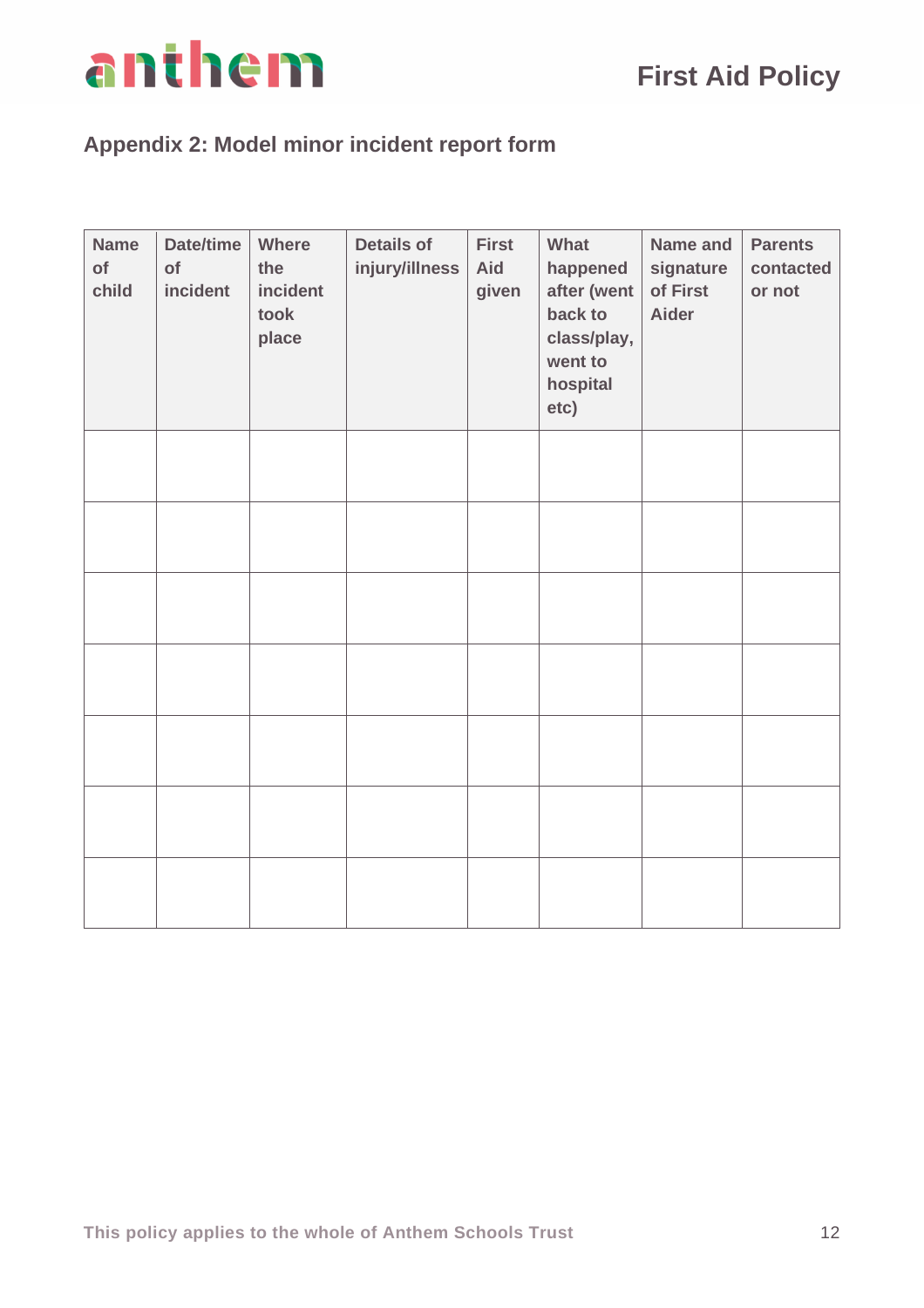## Appendix 2: Model minor incident report form

| Name of child | Date/time of incident | Where the incident took place | Details of injury/illness | First Aid given | What happened after (went back to class/play, went to hospital etc) | Name and signature of First Aider | Parents contacted or not |
|---|---|---|---|---|---|---|---|
| | | | | | | | |
| | | | | | | | |
| | | | | | | | |
| | | | | | | | |
| | | | | | | | |
| | | | | | | | |
| | | | | | | | |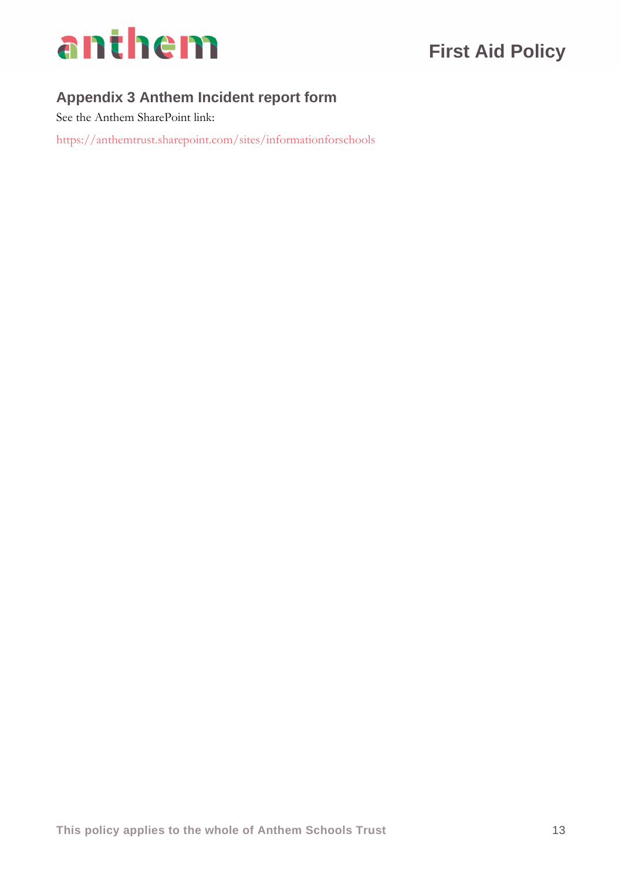## Appendix 3 Anthem Incident report form

See the Anthem SharePoint link:

https://anthemtrust.sharepoint.com/sites/informationforschools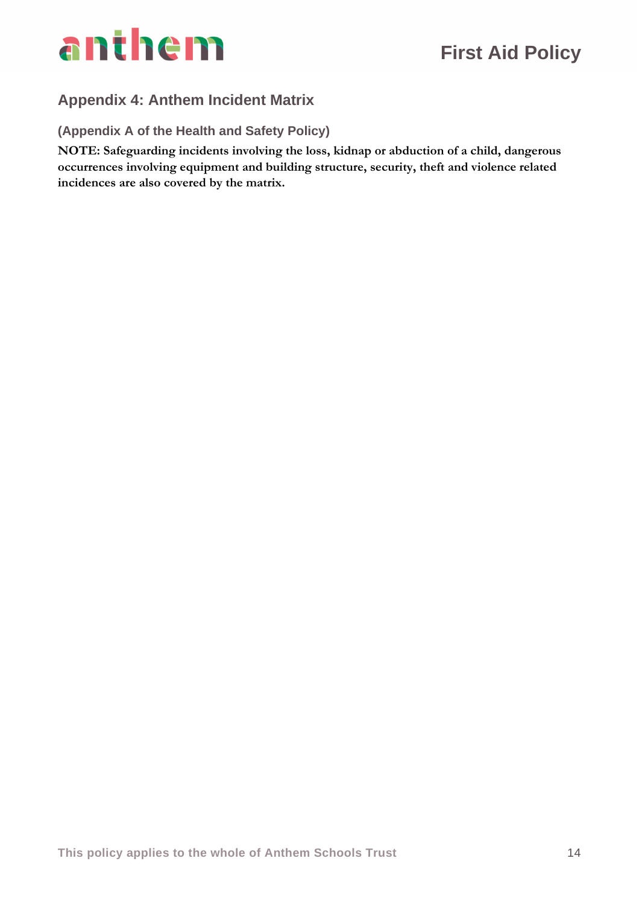## Appendix 4: Anthem Incident Matrix

### (Appendix A of the Health and Safety Policy)

**NOTE: Safeguarding incidents involving the loss, kidnap or abduction of a child, dangerous occurrences involving equipment and building structure, security, theft and violence related incidences are also covered by the matrix.**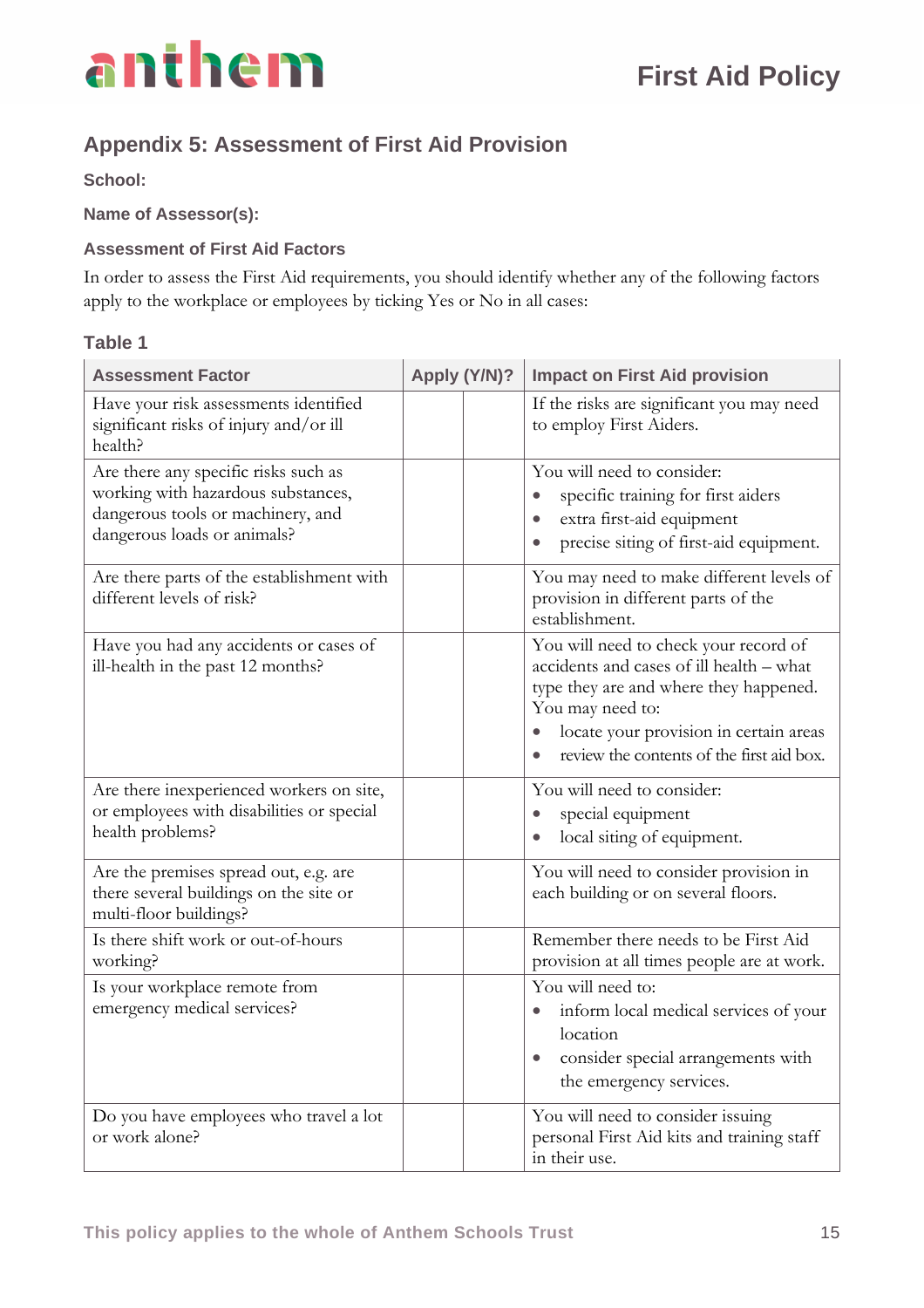## Appendix 5: Assessment of First Aid Provision

**School:**

**Name of Assessor(s):**

### Assessment of First Aid Factors

In order to assess the First Aid requirements, you should identify whether any of the following factors apply to the workplace or employees by ticking Yes or No in all cases:

### Table 1

| Assessment Factor | Apply (Y/N)? | | Impact on First Aid provision |
|---|---|---|---|
| Have your risk assessments identified significant risks of injury and/or ill health? | | | If the risks are significant you may need to employ First Aiders. |
| Are there any specific risks such as working with hazardous substances, dangerous tools or machinery, and dangerous loads or animals? | | | You will need to consider:<br>• specific training for first aiders<br>• extra first-aid equipment<br>• precise siting of first-aid equipment. |
| Are there parts of the establishment with different levels of risk? | | | You may need to make different levels of provision in different parts of the establishment. |
| Have you had any accidents or cases of ill-health in the past 12 months? | | | You will need to check your record of accidents and cases of ill health – what type they are and where they happened. You may need to:<br>• locate your provision in certain areas<br>• review the contents of the first aid box. |
| Are there inexperienced workers on site, or employees with disabilities or special health problems? | | | You will need to consider:<br>• special equipment<br>• local siting of equipment. |
| Are the premises spread out, e.g. are there several buildings on the site or multi-floor buildings? | | | You will need to consider provision in each building or on several floors. |
| Is there shift work or out-of-hours working? | | | Remember there needs to be First Aid provision at all times people are at work. |
| Is your workplace remote from emergency medical services? | | | You will need to:<br>• inform local medical services of your location<br>• consider special arrangements with the emergency services. |
| Do you have employees who travel a lot or work alone? | | | You will need to consider issuing personal First Aid kits and training staff in their use. |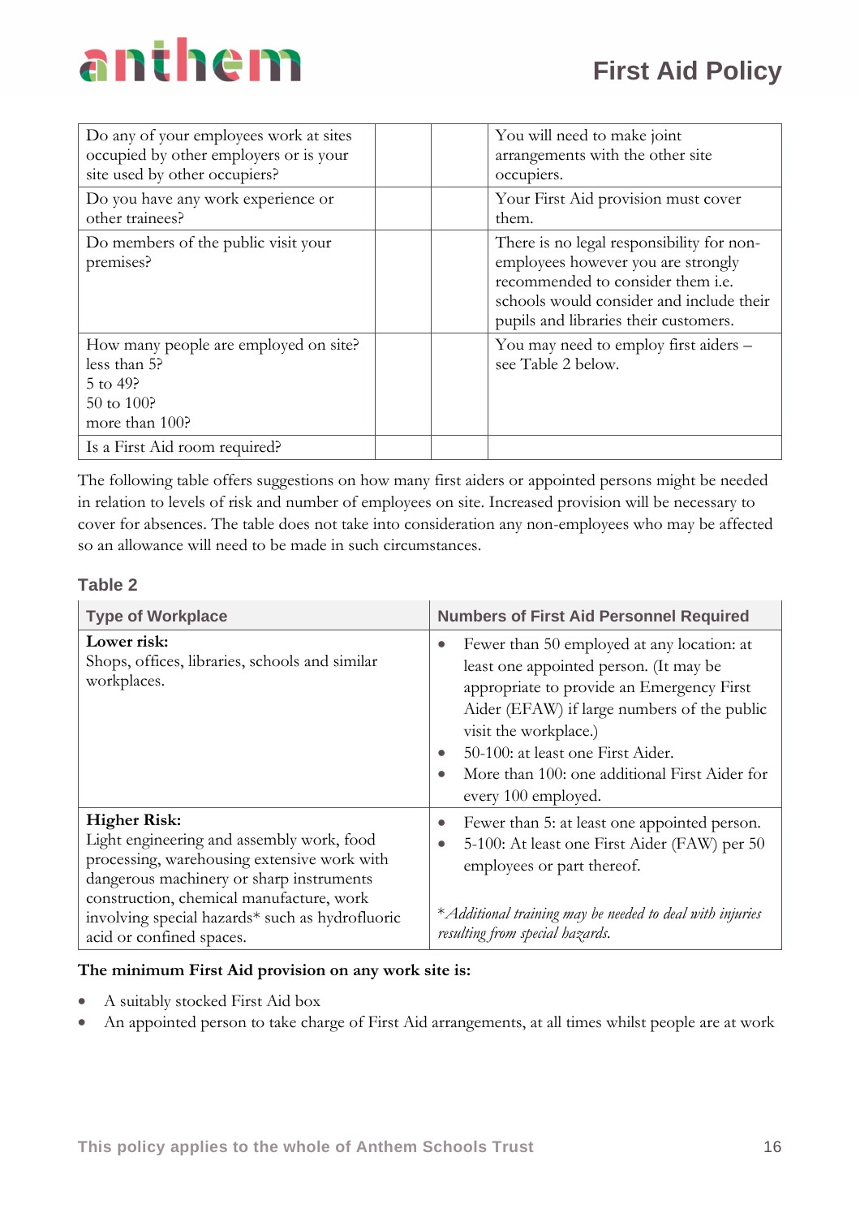| | | | |
|---|---|---|---|
| Do any of your employees work at sites occupied by other employers or is your site used by other occupiers? | | | You will need to make joint arrangements with the other site occupiers. |
| Do you have any work experience or other trainees? | | | Your First Aid provision must cover them. |
| Do members of the public visit your premises? | | | There is no legal responsibility for non-employees however you are strongly recommended to consider them i.e. schools would consider and include their pupils and libraries their customers. |
| How many people are employed on site?<br>less than 5?<br>5 to 49?<br>50 to 100?<br>more than 100? | | | You may need to employ first aiders – see Table 2 below. |
| Is a First Aid room required? | | | |

The following table offers suggestions on how many first aiders or appointed persons might be needed in relation to levels of risk and number of employees on site. Increased provision will be necessary to cover for absences. The table does not take into consideration any non-employees who may be affected so an allowance will need to be made in such circumstances.

### Table 2

| Type of Workplace | Numbers of First Aid Personnel Required |
|---|---|
| **Lower risk:**<br>Shops, offices, libraries, schools and similar workplaces. | • Fewer than 50 employed at any location: at least one appointed person. (It may be appropriate to provide an Emergency First Aider (EFAW) if large numbers of the public visit the workplace.)<br>• 50-100: at least one First Aider.<br>• More than 100: one additional First Aider for every 100 employed. |
| **Higher Risk:**<br>Light engineering and assembly work, food processing, warehousing extensive work with dangerous machinery or sharp instruments construction, chemical manufacture, work involving special hazards* such as hydrofluoric acid or confined spaces. | • Fewer than 5: at least one appointed person.<br>• 5-100: At least one First Aider (FAW) per 50 employees or part thereof.<br><br>**Additional training may be needed to deal with injuries resulting from special hazards.* |

**The minimum First Aid provision on any work site is:**

- A suitably stocked First Aid box
- An appointed person to take charge of First Aid arrangements, at all times whilst people are at work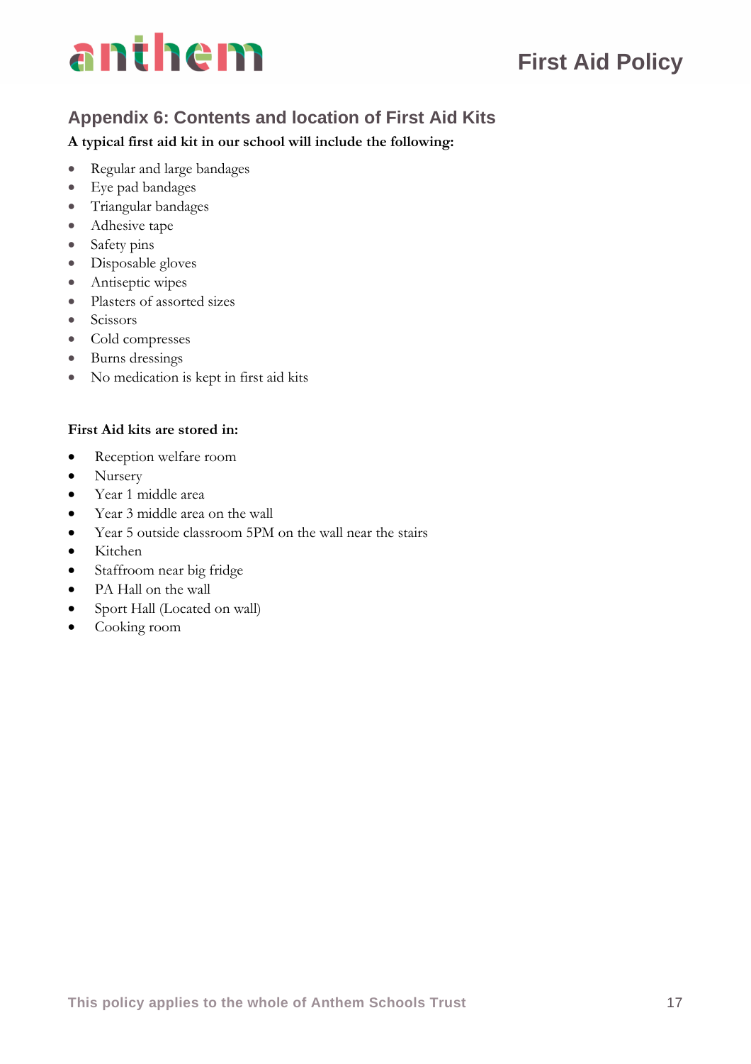## Appendix 6: Contents and location of First Aid Kits

**A typical first aid kit in our school will include the following:**

- Regular and large bandages
- Eye pad bandages
- Triangular bandages
- Adhesive tape
- Safety pins
- Disposable gloves
- Antiseptic wipes
- Plasters of assorted sizes
- Scissors
- Cold compresses
- Burns dressings
- No medication is kept in first aid kits

**First Aid kits are stored in:**

- Reception welfare room
- Nursery
- Year 1 middle area
- Year 3 middle area on the wall
- Year 5 outside classroom 5PM on the wall near the stairs
- Kitchen
- Staffroom near big fridge
- PA Hall on the wall
- Sport Hall (Located on wall)
- Cooking room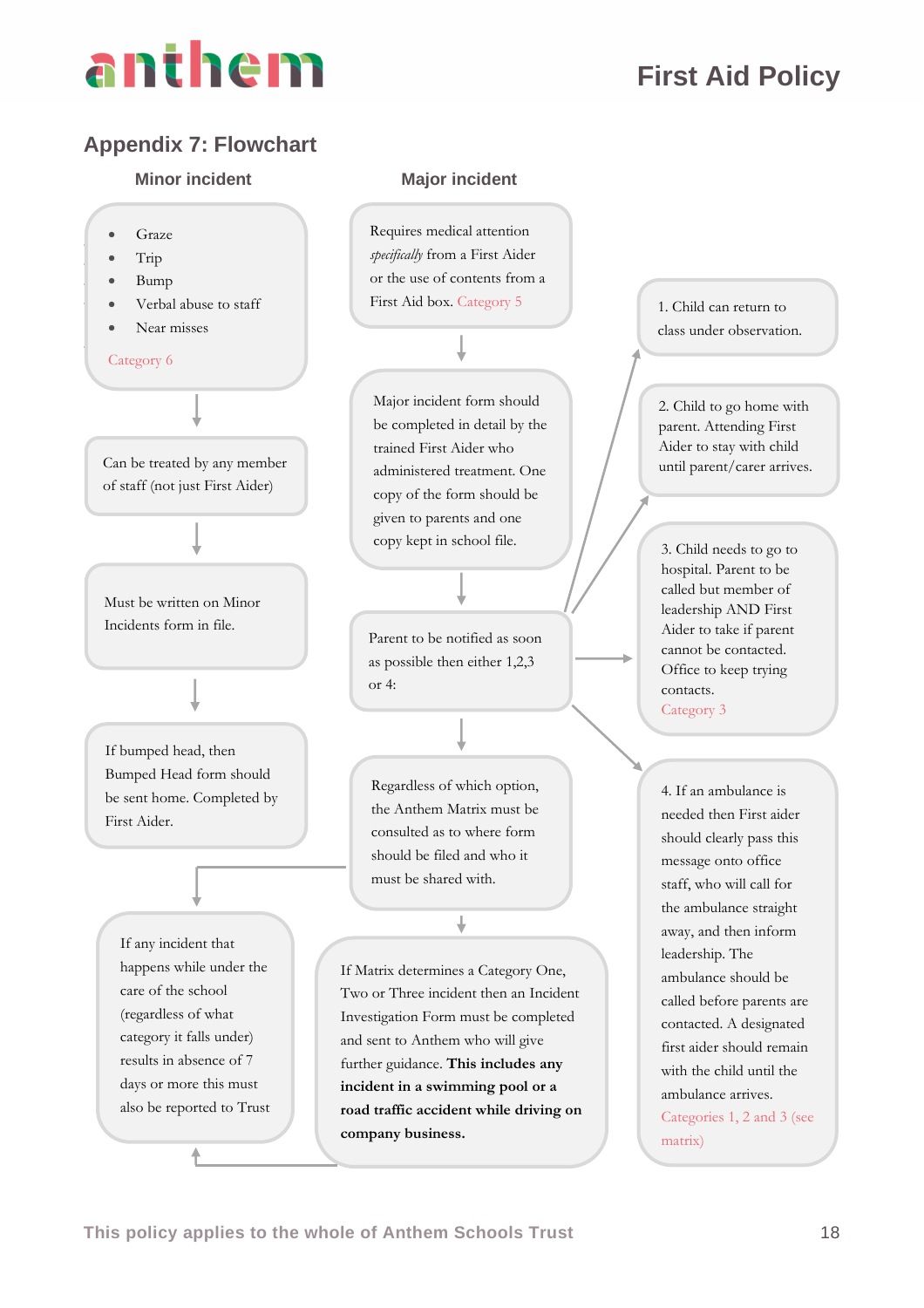## Appendix 7: Flowchart

### Minor incident

- Graze
- Trip
- Bump
- Verbal abuse to staff
- Near misses

Category 6

↓

Can be treated by any member of staff (not just First Aider)

↓

Must be written on Minor Incidents form in file.

↓

If bumped head, then Bumped Head form should be sent home. Completed by First Aider.

↓

If any incident that happens while under the care of the school (regardless of what category it falls under) results in absence of 7 days or more this must also be reported to Trust

### Major incident

Requires medical attention *specifically* from a First Aider or the use of contents from a First Aid box. Category 5

↓

Major incident form should be completed in detail by the trained First Aider who administered treatment. One copy of the form should be given to parents and one copy kept in school file.

↓

Parent to be notified as soon as possible then either 1,2,3 or 4:

1. Child can return to class under observation.
2. Child to go home with parent. Attending First Aider to stay with child until parent/carer arrives.
3. Child needs to go to hospital. Parent to be called but member of leadership AND First Aider to take if parent cannot be contacted. Office to keep trying contacts. Category 3
4. If an ambulance is needed then First aider should clearly pass this message onto office staff, who will call for the ambulance straight away, and then inform leadership. The ambulance should be called before parents are contacted. A designated first aider should remain with the child until the ambulance arrives. Categories 1, 2 and 3 (see matrix)

↓

Regardless of which option, the Anthem Matrix must be consulted as to where form should be filed and who it must be shared with.

↓

If Matrix determines a Category One, Two or Three incident then an Incident Investigation Form must be completed and sent to Anthem who will give further guidance. **This includes any incident in a swimming pool or a road traffic accident while driving on company business.**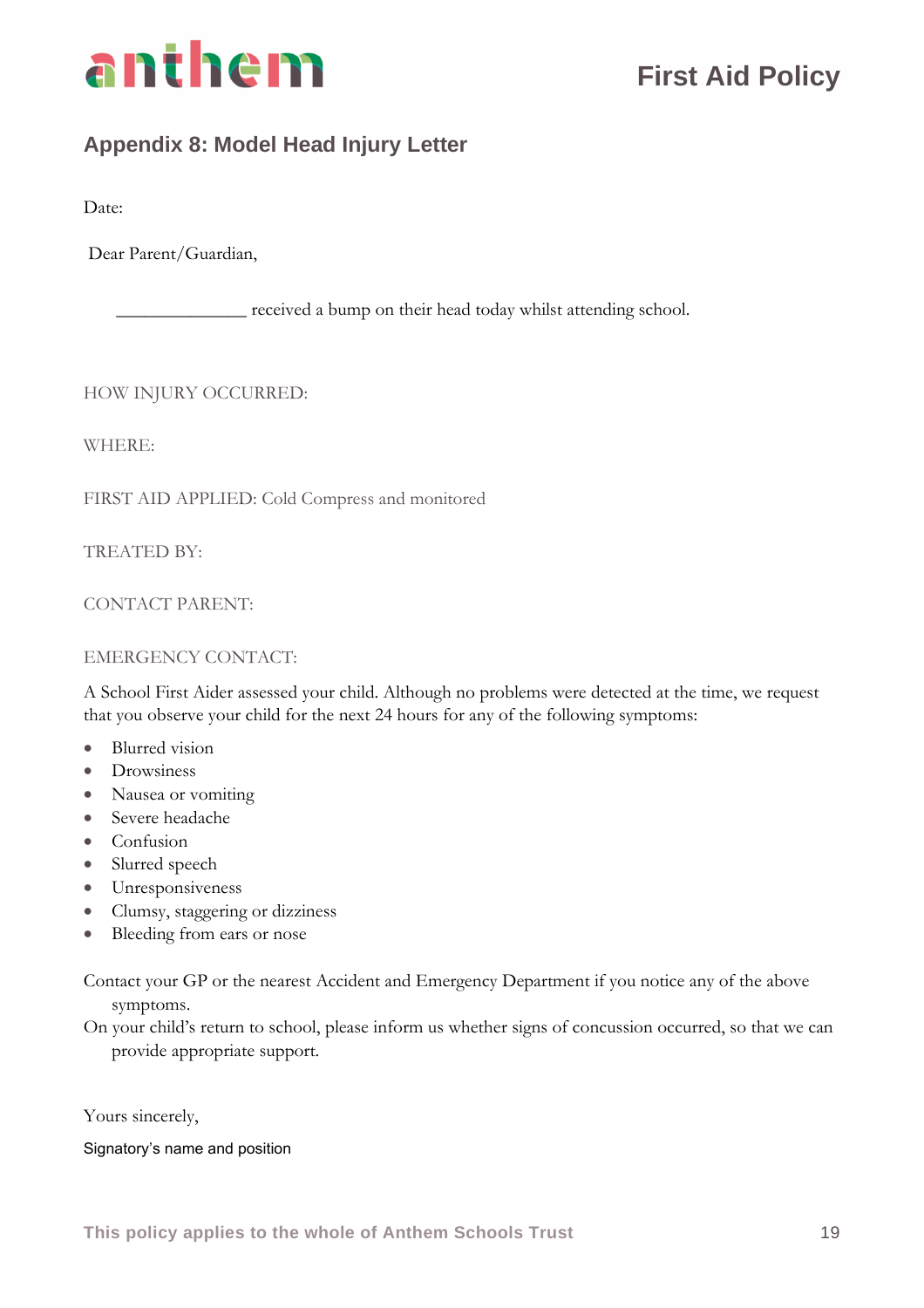## Appendix 8: Model Head Injury Letter

Date:

Dear Parent/Guardian,

______________ received a bump on their head today whilst attending school.

HOW INJURY OCCURRED:

WHERE:

FIRST AID APPLIED: Cold Compress and monitored

TREATED BY:

CONTACT PARENT:

EMERGENCY CONTACT:

A School First Aider assessed your child. Although no problems were detected at the time, we request that you observe your child for the next 24 hours for any of the following symptoms:

- Blurred vision
- Drowsiness
- Nausea or vomiting
- Severe headache
- Confusion
- Slurred speech
- Unresponsiveness
- Clumsy, staggering or dizziness
- Bleeding from ears or nose

Contact your GP or the nearest Accident and Emergency Department if you notice any of the above symptoms.

On your child's return to school, please inform us whether signs of concussion occurred, so that we can provide appropriate support.

Yours sincerely,

Signatory's name and position